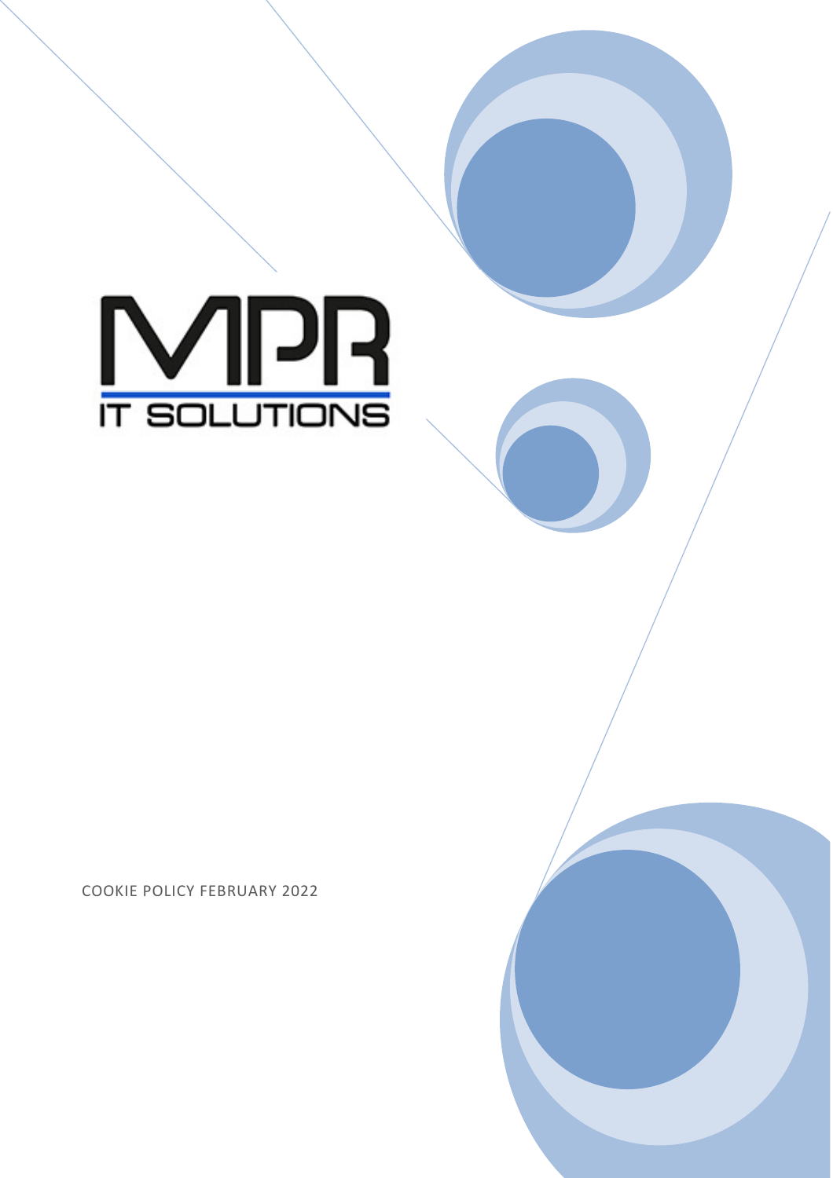MPR

IT SOLUTIONS

COOKIE POLICY FEBRUARY 2022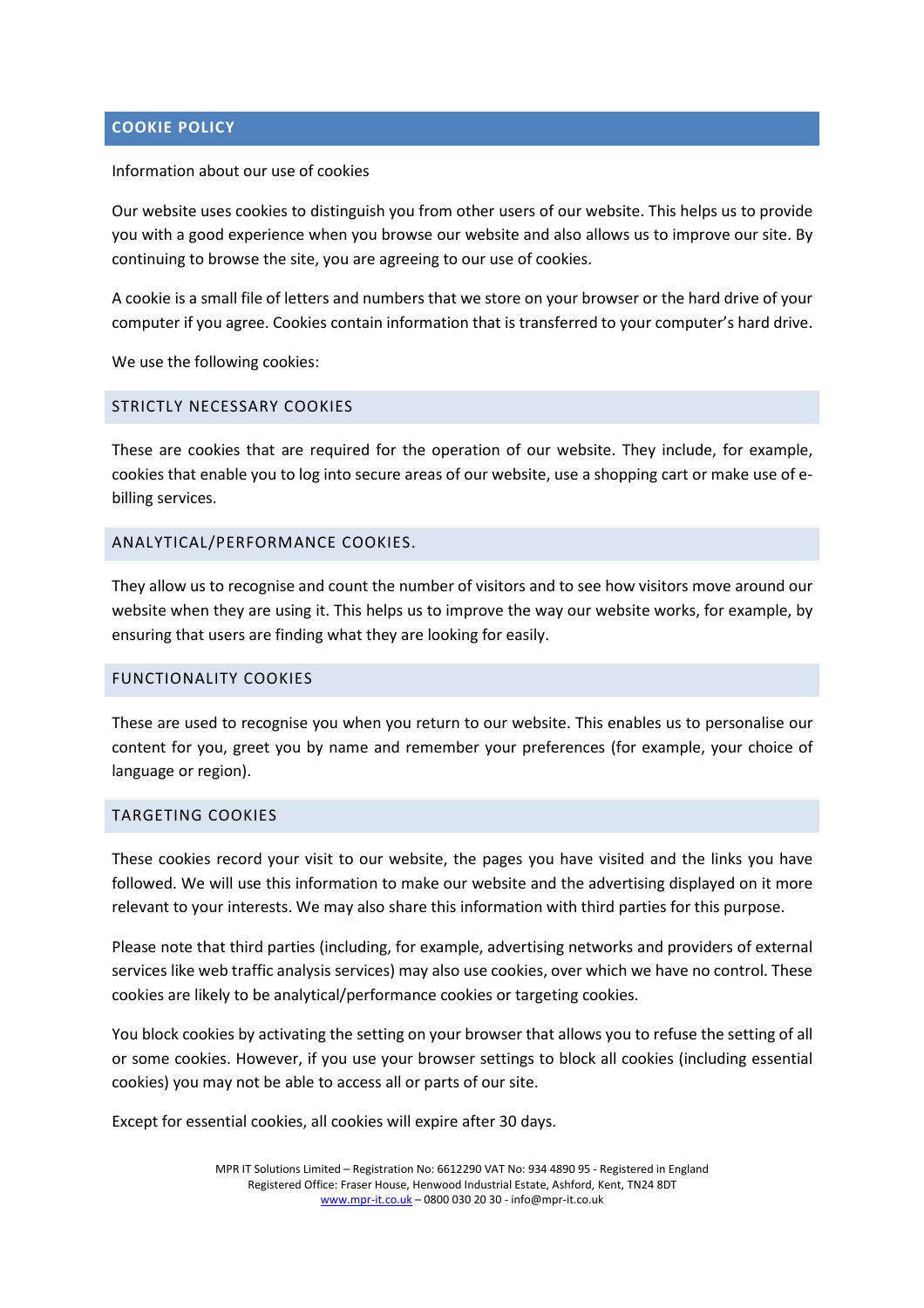## COOKIE POLICY

Information about our use of cookies

Our website uses cookies to distinguish you from other users of our website. This helps us to provide you with a good experience when you browse our website and also allows us to improve our site. By continuing to browse the site, you are agreeing to our use of cookies.

A cookie is a small file of letters and numbers that we store on your browser or the hard drive of your computer if you agree. Cookies contain information that is transferred to your computer's hard drive.

We use the following cookies:

### STRICTLY NECESSARY COOKIES

These are cookies that are required for the operation of our website. They include, for example, cookies that enable you to log into secure areas of our website, use a shopping cart or make use of e-billing services.

### ANALYTICAL/PERFORMANCE COOKIES.

They allow us to recognise and count the number of visitors and to see how visitors move around our website when they are using it. This helps us to improve the way our website works, for example, by ensuring that users are finding what they are looking for easily.

### FUNCTIONALITY COOKIES

These are used to recognise you when you return to our website. This enables us to personalise our content for you, greet you by name and remember your preferences (for example, your choice of language or region).

### TARGETING COOKIES

These cookies record your visit to our website, the pages you have visited and the links you have followed. We will use this information to make our website and the advertising displayed on it more relevant to your interests. We may also share this information with third parties for this purpose.

Please note that third parties (including, for example, advertising networks and providers of external services like web traffic analysis services) may also use cookies, over which we have no control. These cookies are likely to be analytical/performance cookies or targeting cookies.

You block cookies by activating the setting on your browser that allows you to refuse the setting of all or some cookies. However, if you use your browser settings to block all cookies (including essential cookies) you may not be able to access all or parts of our site.

Except for essential cookies, all cookies will expire after 30 days.

MPR IT Solutions Limited – Registration No: 6612290 VAT No: 934 4890 95 - Registered in England
Registered Office: Fraser House, Henwood Industrial Estate, Ashford, Kent, TN24 8DT
www.mpr-it.co.uk – 0800 030 20 30 - info@mpr-it.co.uk